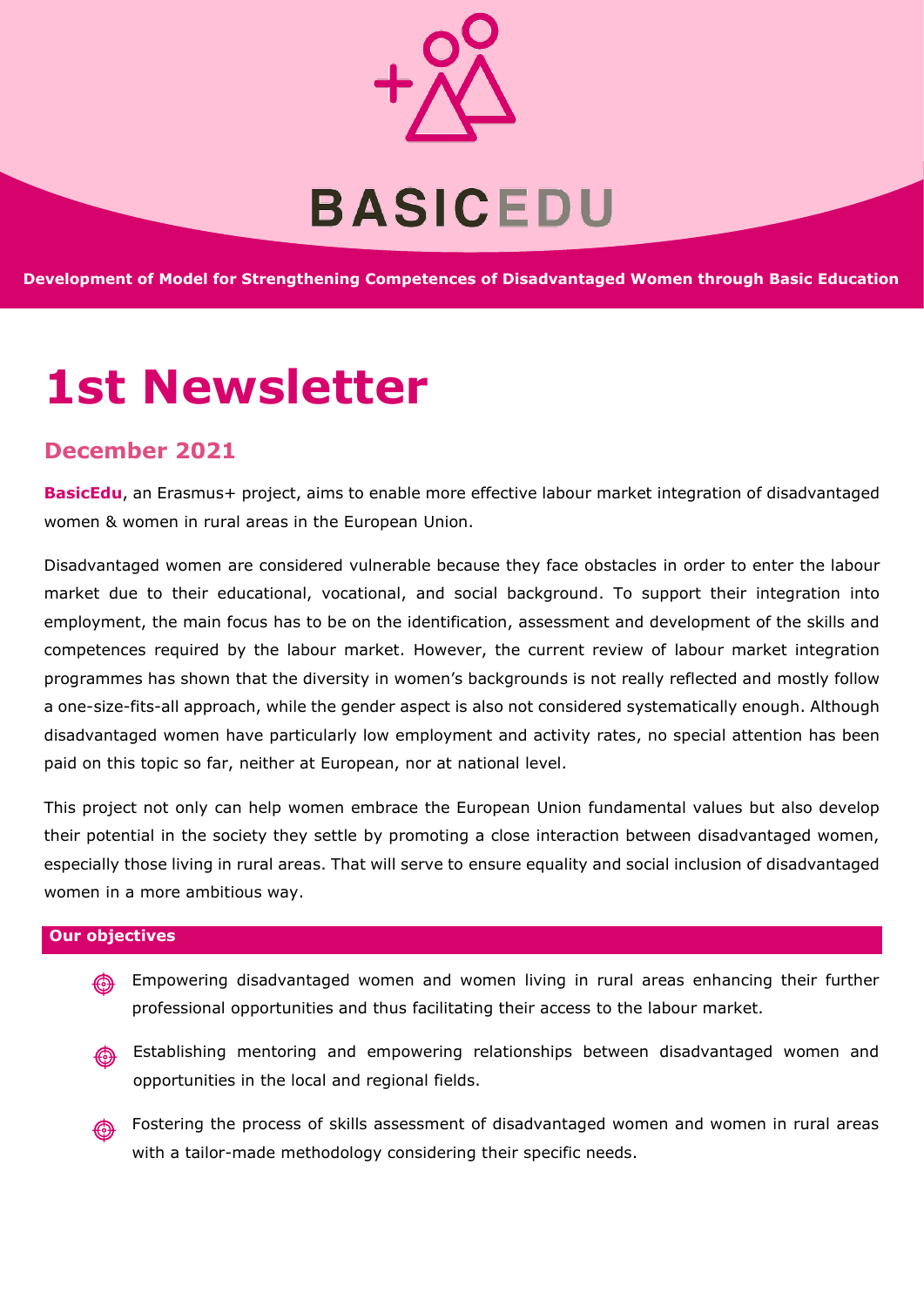# BASICEDU

**Development of Model for Strengthening Competences of Disadvantaged Women through Basic Education**

# 1st Newsletter

## December 2021

**BasicEdu**, an Erasmus+ project, aims to enable more effective labour market integration of disadvantaged women & women in rural areas in the European Union.

Disadvantaged women are considered vulnerable because they face obstacles in order to enter the labour market due to their educational, vocational, and social background. To support their integration into employment, the main focus has to be on the identification, assessment and development of the skills and competences required by the labour market. However, the current review of labour market integration programmes has shown that the diversity in women's backgrounds is not really reflected and mostly follow a one-size-fits-all approach, while the gender aspect is also not considered systematically enough. Although disadvantaged women have particularly low employment and activity rates, no special attention has been paid on this topic so far, neither at European, nor at national level.

This project not only can help women embrace the European Union fundamental values but also develop their potential in the society they settle by promoting a close interaction between disadvantaged women, especially those living in rural areas. That will serve to ensure equality and social inclusion of disadvantaged women in a more ambitious way.

### Our objectives

- Empowering disadvantaged women and women living in rural areas enhancing their further professional opportunities and thus facilitating their access to the labour market.
- Establishing mentoring and empowering relationships between disadvantaged women and opportunities in the local and regional fields.
- Fostering the process of skills assessment of disadvantaged women and women in rural areas with a tailor-made methodology considering their specific needs.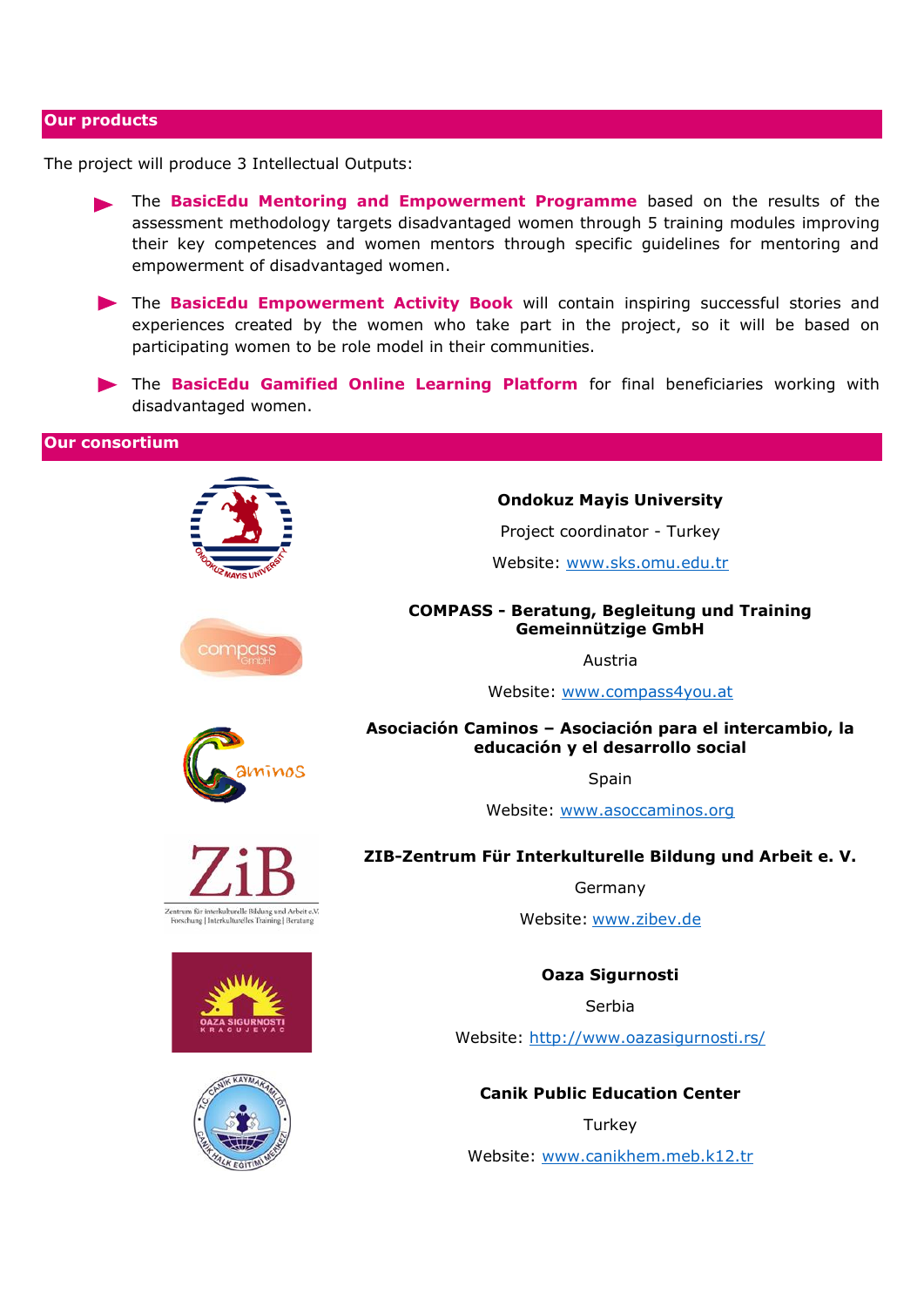## Our products

The project will produce 3 Intellectual Outputs:

- The **BasicEdu Mentoring and Empowerment Programme** based on the results of the assessment methodology targets disadvantaged women through 5 training modules improving their key competences and women mentors through specific guidelines for mentoring and empowerment of disadvantaged women.
- The **BasicEdu Empowerment Activity Book** will contain inspiring successful stories and experiences created by the women who take part in the project, so it will be based on participating women to be role model in their communities.
- The **BasicEdu Gamified Online Learning Platform** for final beneficiaries working with disadvantaged women.

## Our consortium

**Ondokuz Mayis University**

Project coordinator - Turkey

Website: www.sks.omu.edu.tr

**COMPASS - Beratung, Begleitung und Training Gemeinnützige GmbH**

Austria

Website: www.compass4you.at

**Asociación Caminos – Asociación para el intercambio, la educación y el desarrollo social**

Spain

Website: www.asoccaminos.org

**ZIB-Zentrum Für Interkulturelle Bildung und Arbeit e. V.**

Germany

Website: www.zibev.de

**Oaza Sigurnosti**

Serbia

Website: http://www.oazasigurnosti.rs/

**Canik Public Education Center**

Turkey

Website: www.canikhem.meb.k12.tr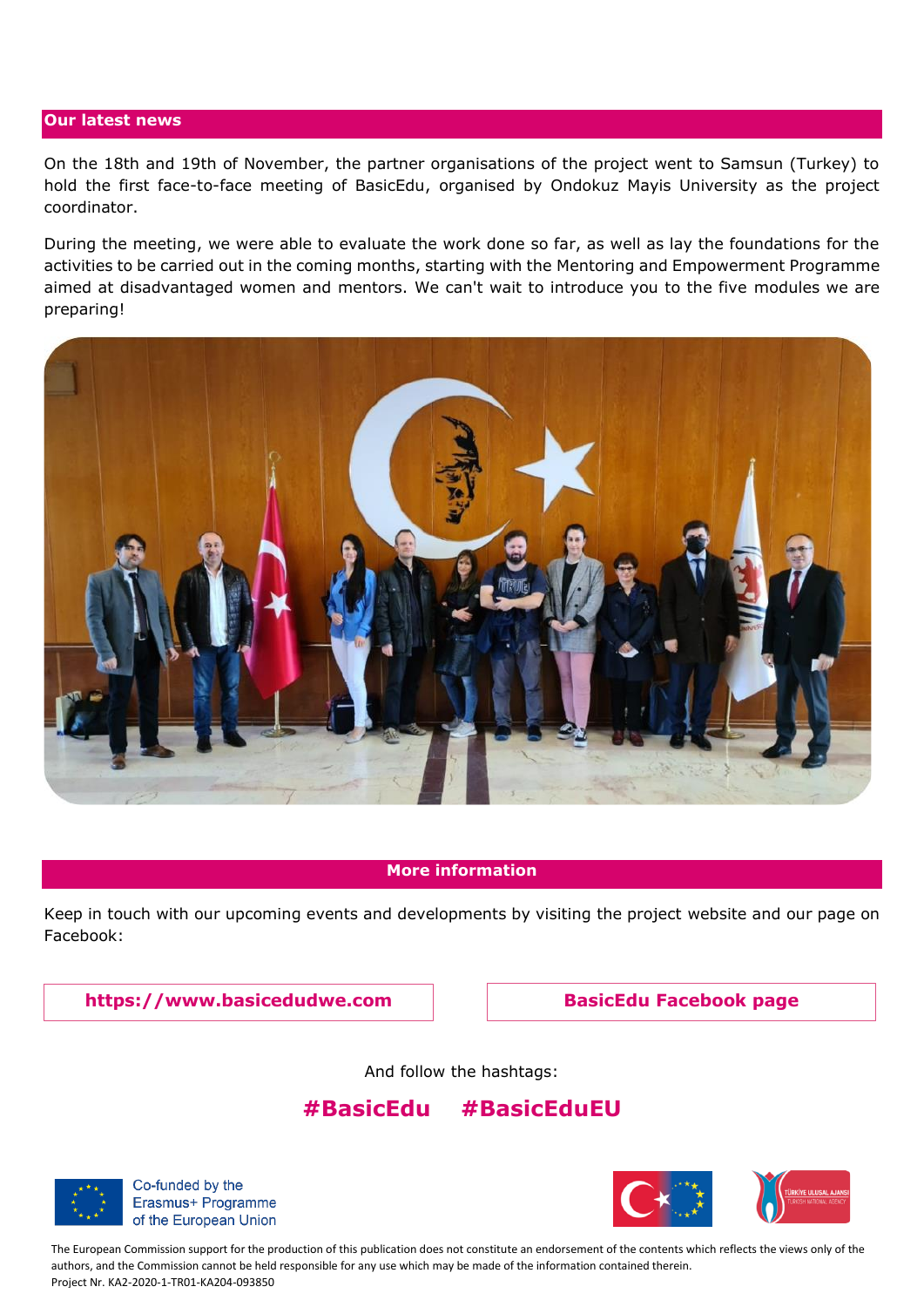## Our latest news

On the 18th and 19th of November, the partner organisations of the project went to Samsun (Turkey) to hold the first face-to-face meeting of BasicEdu, organised by Ondokuz Mayis University as the project coordinator.

During the meeting, we were able to evaluate the work done so far, as well as lay the foundations for the activities to be carried out in the coming months, starting with the Mentoring and Empowerment Programme aimed at disadvantaged women and mentors. We can't wait to introduce you to the five modules we are preparing!

## More information

Keep in touch with our upcoming events and developments by visiting the project website and our page on Facebook:

**https://www.basicedudwe.com**

**BasicEdu Facebook page**

And follow the hashtags:

**#BasicEdu #BasicEduEU**

Co-funded by the Erasmus+ Programme of the European Union

The European Commission support for the production of this publication does not constitute an endorsement of the contents which reflects the views only of the authors, and the Commission cannot be held responsible for any use which may be made of the information contained therein.
Project Nr. KA2-2020-1-TR01-KA204-093850